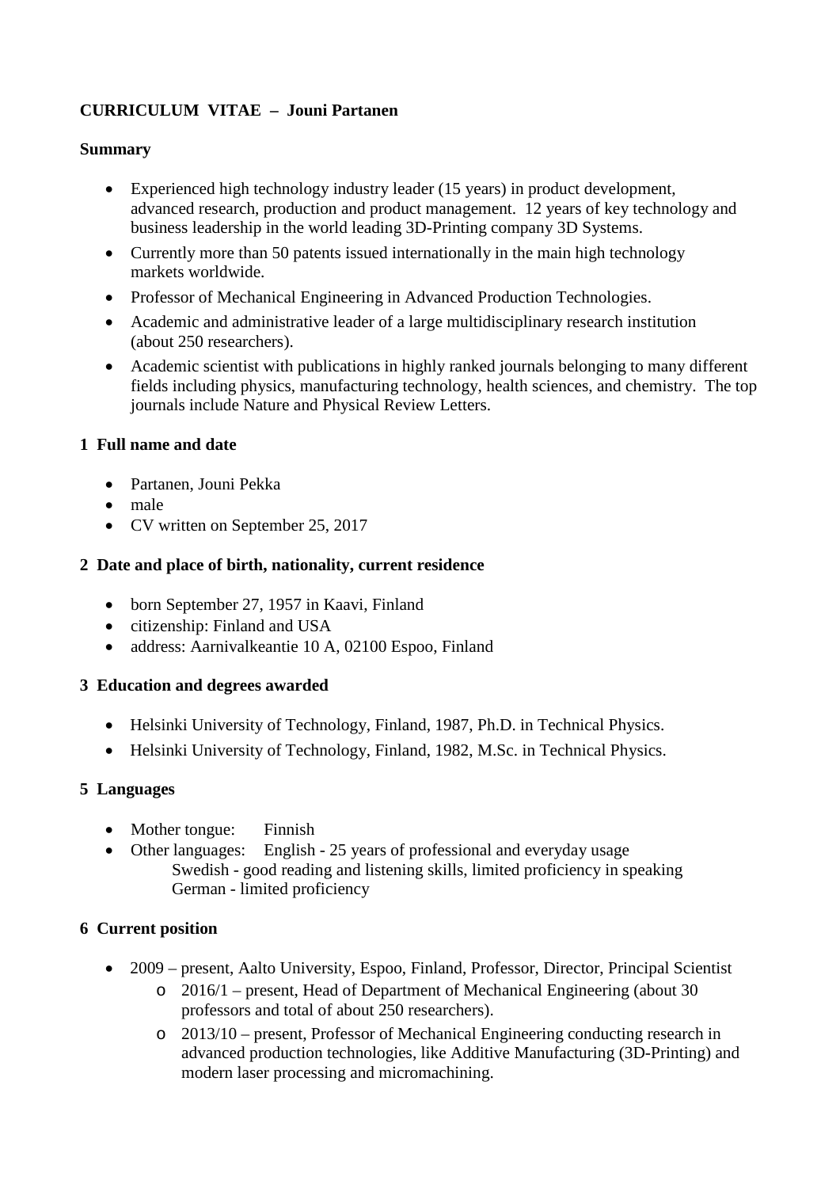**CURRICULUM VITAE – Jouni Partanen**

**Summary**

- Experienced high technology industry leader (15 years) in product development, advanced research, production and product management. 12 years of key technology and business leadership in the world leading 3D-Printing company 3D Systems.
- Currently more than 50 patents issued internationally in the main high technology markets worldwide.
- Professor of Mechanical Engineering in Advanced Production Technologies.
- Academic and administrative leader of a large multidisciplinary research institution (about 250 researchers).
- Academic scientist with publications in highly ranked journals belonging to many different fields including physics, manufacturing technology, health sciences, and chemistry. The top journals include Nature and Physical Review Letters.

**1 Full name and date**

- Partanen, Jouni Pekka
- male
- CV written on September 25, 2017

**2 Date and place of birth, nationality, current residence**

- born September 27, 1957 in Kaavi, Finland
- citizenship: Finland and USA
- address: Aarnivalkeantie 10 A, 02100 Espoo, Finland

**3 Education and degrees awarded**

- Helsinki University of Technology, Finland, 1987, Ph.D. in Technical Physics.
- Helsinki University of Technology, Finland, 1982, M.Sc. in Technical Physics.

**5 Languages**

- Mother tongue: Finnish
- Other languages: English - 25 years of professional and everyday usage
  Swedish - good reading and listening skills, limited proficiency in speaking
  German - limited proficiency

**6 Current position**

- 2009 – present, Aalto University, Espoo, Finland, Professor, Director, Principal Scientist
  - 2016/1 – present, Head of Department of Mechanical Engineering (about 30 professors and total of about 250 researchers).
  - 2013/10 – present, Professor of Mechanical Engineering conducting research in advanced production technologies, like Additive Manufacturing (3D-Printing) and modern laser processing and micromachining.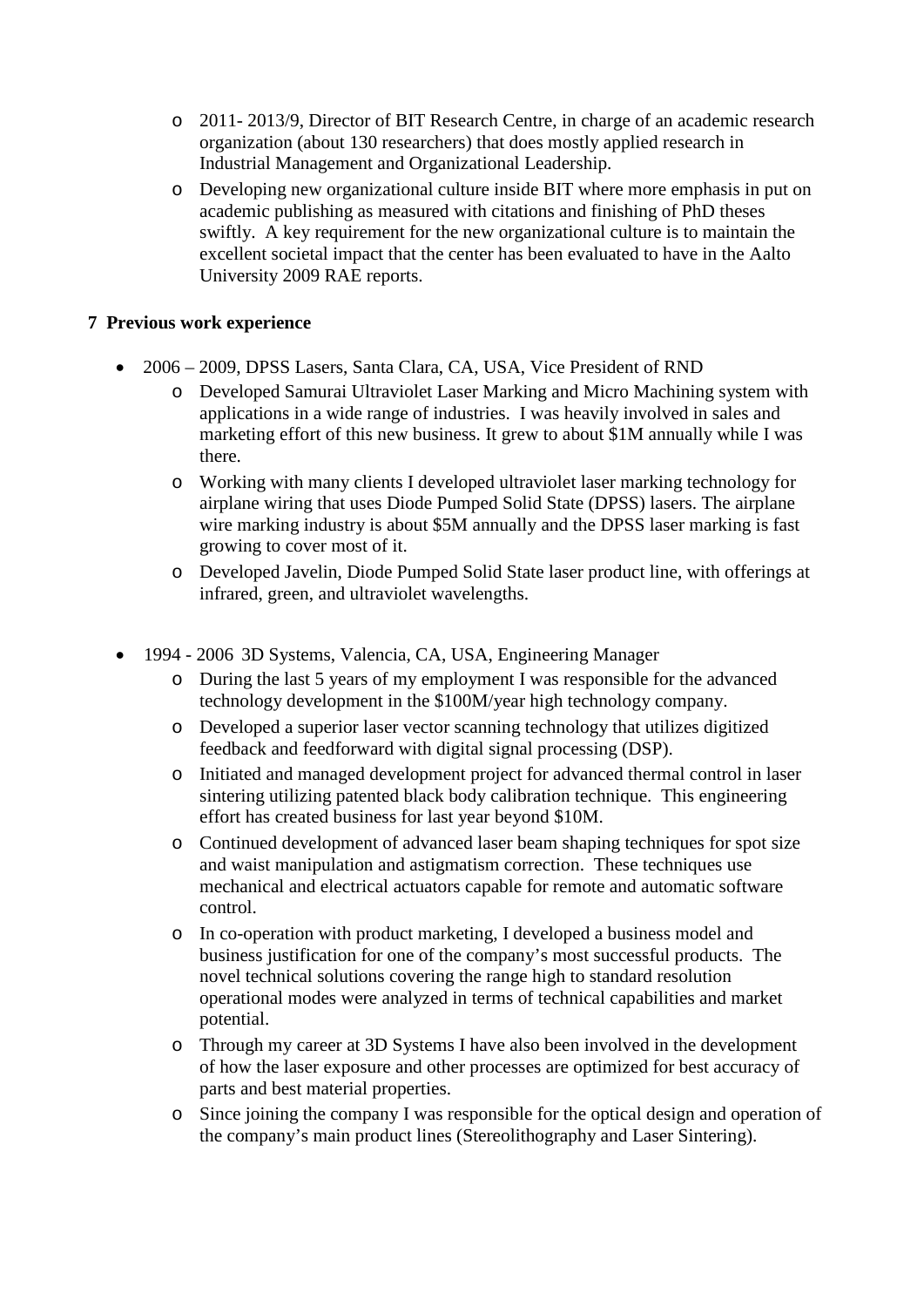- 2011- 2013/9, Director of BIT Research Centre, in charge of an academic research organization (about 130 researchers) that does mostly applied research in Industrial Management and Organizational Leadership.
- Developing new organizational culture inside BIT where more emphasis in put on academic publishing as measured with citations and finishing of PhD theses swiftly. A key requirement for the new organizational culture is to maintain the excellent societal impact that the center has been evaluated to have in the Aalto University 2009 RAE reports.

## 7 Previous work experience

- 2006 – 2009, DPSS Lasers, Santa Clara, CA, USA, Vice President of RND
  - Developed Samurai Ultraviolet Laser Marking and Micro Machining system with applications in a wide range of industries. I was heavily involved in sales and marketing effort of this new business. It grew to about $1M annually while I was there.
  - Working with many clients I developed ultraviolet laser marking technology for airplane wiring that uses Diode Pumped Solid State (DPSS) lasers. The airplane wire marking industry is about $5M annually and the DPSS laser marking is fast growing to cover most of it.
  - Developed Javelin, Diode Pumped Solid State laser product line, with offerings at infrared, green, and ultraviolet wavelengths.

- 1994 - 2006 3D Systems, Valencia, CA, USA, Engineering Manager
  - During the last 5 years of my employment I was responsible for the advanced technology development in the $100M/year high technology company.
  - Developed a superior laser vector scanning technology that utilizes digitized feedback and feedforward with digital signal processing (DSP).
  - Initiated and managed development project for advanced thermal control in laser sintering utilizing patented black body calibration technique. This engineering effort has created business for last year beyond $10M.
  - Continued development of advanced laser beam shaping techniques for spot size and waist manipulation and astigmatism correction. These techniques use mechanical and electrical actuators capable for remote and automatic software control.
  - In co-operation with product marketing, I developed a business model and business justification for one of the company's most successful products. The novel technical solutions covering the range high to standard resolution operational modes were analyzed in terms of technical capabilities and market potential.
  - Through my career at 3D Systems I have also been involved in the development of how the laser exposure and other processes are optimized for best accuracy of parts and best material properties.
  - Since joining the company I was responsible for the optical design and operation of the company's main product lines (Stereolithography and Laser Sintering).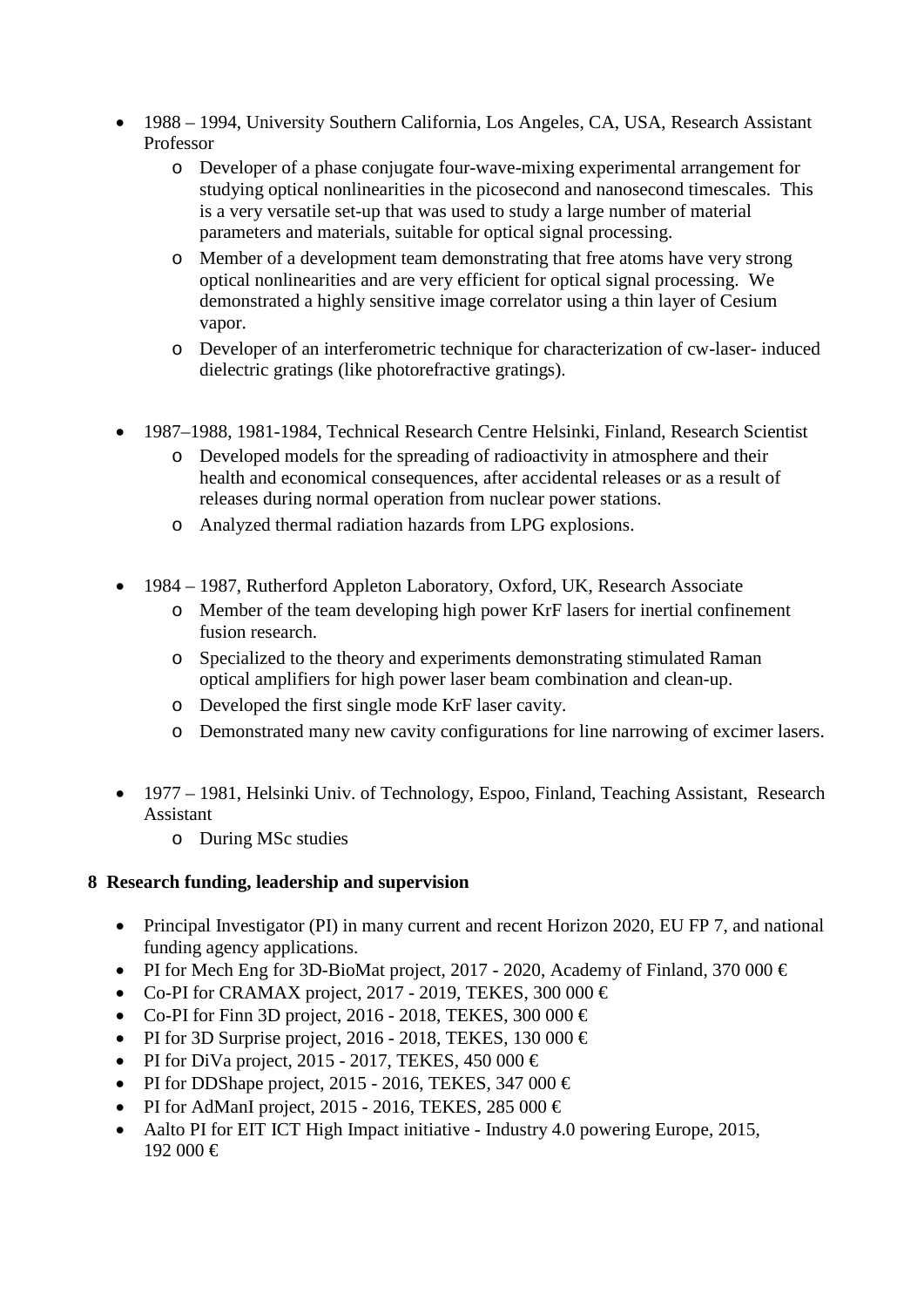- 1988 – 1994, University Southern California, Los Angeles, CA, USA, Research Assistant Professor
  - Developer of a phase conjugate four-wave-mixing experimental arrangement for studying optical nonlinearities in the picosecond and nanosecond timescales. This is a very versatile set-up that was used to study a large number of material parameters and materials, suitable for optical signal processing.
  - Member of a development team demonstrating that free atoms have very strong optical nonlinearities and are very efficient for optical signal processing. We demonstrated a highly sensitive image correlator using a thin layer of Cesium vapor.
  - Developer of an interferometric technique for characterization of cw-laser- induced dielectric gratings (like photorefractive gratings).

- 1987–1988, 1981-1984, Technical Research Centre Helsinki, Finland, Research Scientist
  - Developed models for the spreading of radioactivity in atmosphere and their health and economical consequences, after accidental releases or as a result of releases during normal operation from nuclear power stations.
  - Analyzed thermal radiation hazards from LPG explosions.

- 1984 – 1987, Rutherford Appleton Laboratory, Oxford, UK, Research Associate
  - Member of the team developing high power KrF lasers for inertial confinement fusion research.
  - Specialized to the theory and experiments demonstrating stimulated Raman optical amplifiers for high power laser beam combination and clean-up.
  - Developed the first single mode KrF laser cavity.
  - Demonstrated many new cavity configurations for line narrowing of excimer lasers.

- 1977 – 1981, Helsinki Univ. of Technology, Espoo, Finland, Teaching Assistant, Research Assistant
  - During MSc studies

## 8 Research funding, leadership and supervision

- Principal Investigator (PI) in many current and recent Horizon 2020, EU FP 7, and national funding agency applications.
- PI for Mech Eng for 3D-BioMat project, 2017 - 2020, Academy of Finland, 370 000 €
- Co-PI for CRAMAX project, 2017 - 2019, TEKES, 300 000 €
- Co-PI for Finn 3D project, 2016 - 2018, TEKES, 300 000 €
- PI for 3D Surprise project, 2016 - 2018, TEKES, 130 000 €
- PI for DiVa project, 2015 - 2017, TEKES, 450 000 €
- PI for DDShape project, 2015 - 2016, TEKES, 347 000 €
- PI for AdManI project, 2015 - 2016, TEKES, 285 000 €
- Aalto PI for EIT ICT High Impact initiative - Industry 4.0 powering Europe, 2015, 192 000 €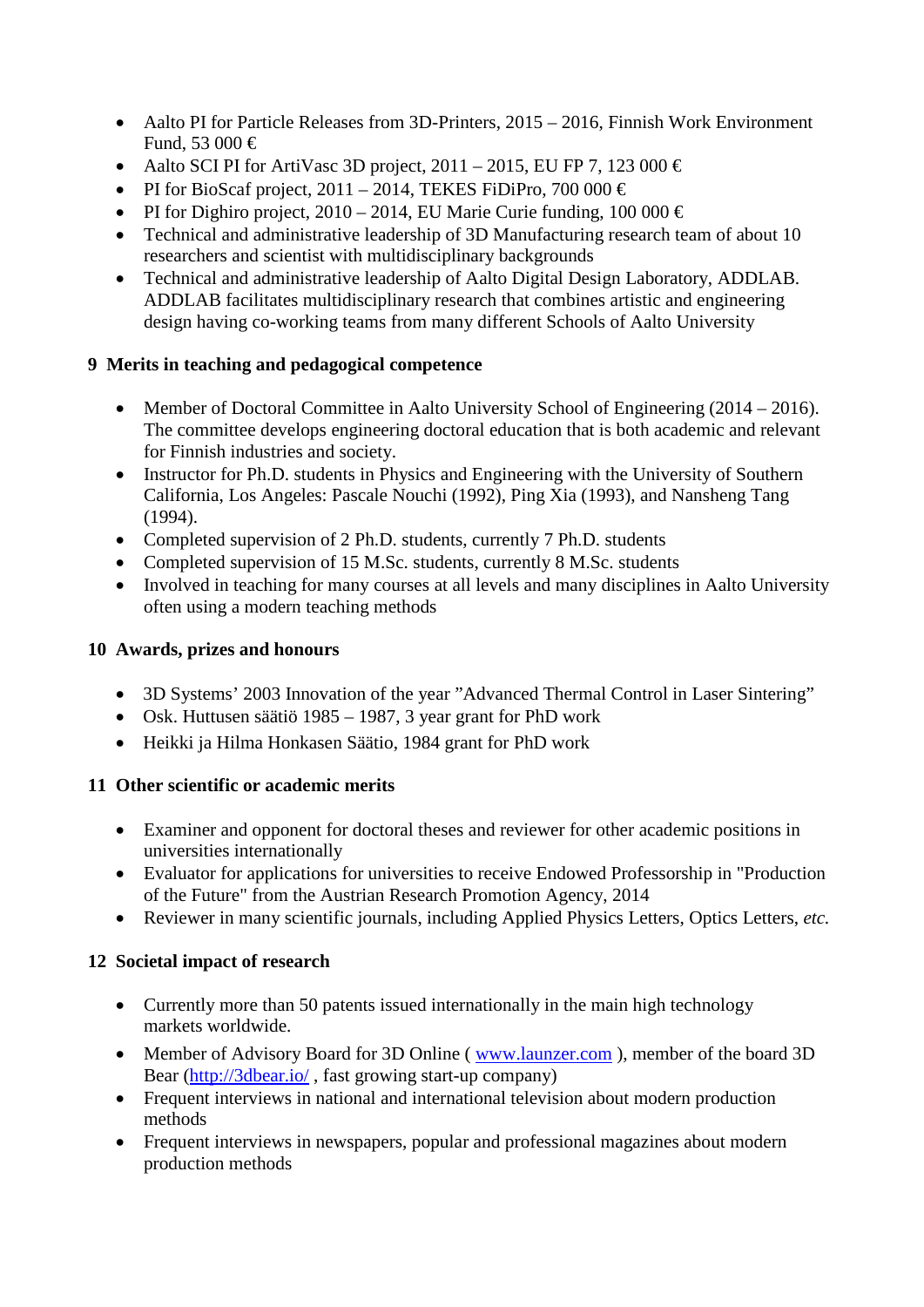- Aalto PI for Particle Releases from 3D-Printers, 2015 – 2016, Finnish Work Environment Fund, 53 000 €
- Aalto SCI PI for ArtiVasc 3D project, 2011 – 2015, EU FP 7, 123 000 €
- PI for BioScaf project, 2011 – 2014, TEKES FiDiPro, 700 000 €
- PI for Dighiro project, 2010 – 2014, EU Marie Curie funding, 100 000 €
- Technical and administrative leadership of 3D Manufacturing research team of about 10 researchers and scientist with multidisciplinary backgrounds
- Technical and administrative leadership of Aalto Digital Design Laboratory, ADDLAB. ADDLAB facilitates multidisciplinary research that combines artistic and engineering design having co-working teams from many different Schools of Aalto University

## 9 Merits in teaching and pedagogical competence

- Member of Doctoral Committee in Aalto University School of Engineering (2014 – 2016). The committee develops engineering doctoral education that is both academic and relevant for Finnish industries and society.
- Instructor for Ph.D. students in Physics and Engineering with the University of Southern California, Los Angeles: Pascale Nouchi (1992), Ping Xia (1993), and Nansheng Tang (1994).
- Completed supervision of 2 Ph.D. students, currently 7 Ph.D. students
- Completed supervision of 15 M.Sc. students, currently 8 M.Sc. students
- Involved in teaching for many courses at all levels and many disciplines in Aalto University often using a modern teaching methods

## 10 Awards, prizes and honours

- 3D Systems' 2003 Innovation of the year "Advanced Thermal Control in Laser Sintering"
- Osk. Huttusen säätiö 1985 – 1987, 3 year grant for PhD work
- Heikki ja Hilma Honkasen Säätio, 1984 grant for PhD work

## 11 Other scientific or academic merits

- Examiner and opponent for doctoral theses and reviewer for other academic positions in universities internationally
- Evaluator for applications for universities to receive Endowed Professorship in "Production of the Future" from the Austrian Research Promotion Agency, 2014
- Reviewer in many scientific journals, including Applied Physics Letters, Optics Letters, *etc.*

## 12 Societal impact of research

- Currently more than 50 patents issued internationally in the main high technology markets worldwide.
- Member of Advisory Board for 3D Online ( [www.launzer.com](www.launzer.com) ), member of the board 3D Bear ([http://3dbear.io/](http://3dbear.io/) , fast growing start-up company)
- Frequent interviews in national and international television about modern production methods
- Frequent interviews in newspapers, popular and professional magazines about modern production methods